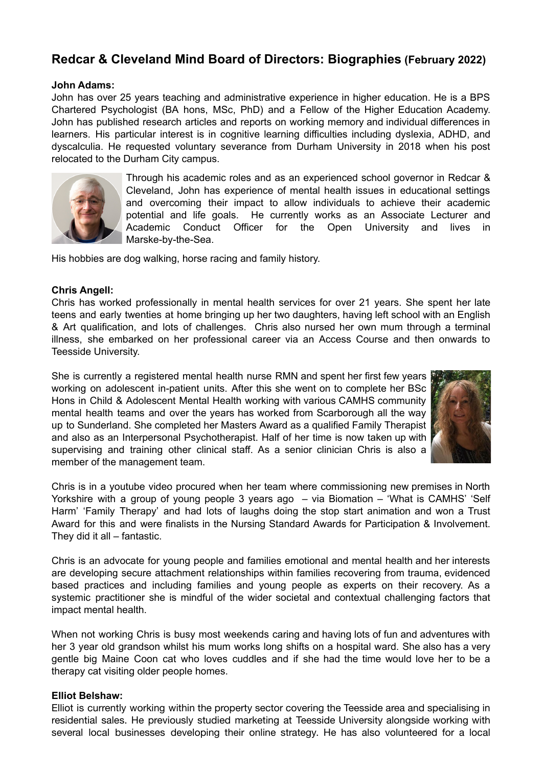# Redcar & Cleveland Mind Board of Directors: Biographies (February 2022)

**John Adams:**

John has over 25 years teaching and administrative experience in higher education. He is a BPS Chartered Psychologist (BA hons, MSc, PhD) and a Fellow of the Higher Education Academy. John has published research articles and reports on working memory and individual differences in learners. His particular interest is in cognitive learning difficulties including dyslexia, ADHD, and dyscalculia. He requested voluntary severance from Durham University in 2018 when his post relocated to the Durham City campus.

Through his academic roles and as an experienced school governor in Redcar & Cleveland, John has experience of mental health issues in educational settings and overcoming their impact to allow individuals to achieve their academic potential and life goals. He currently works as an Associate Lecturer and Academic Conduct Officer for the Open University and lives in Marske-by-the-Sea.

His hobbies are dog walking, horse racing and family history.

**Chris Angell:**

Chris has worked professionally in mental health services for over 21 years. She spent her late teens and early twenties at home bringing up her two daughters, having left school with an English & Art qualification, and lots of challenges. Chris also nursed her own mum through a terminal illness, she embarked on her professional career via an Access Course and then onwards to Teesside University.

She is currently a registered mental health nurse RMN and spent her first few years working on adolescent in-patient units. After this she went on to complete her BSc Hons in Child & Adolescent Mental Health working with various CAMHS community mental health teams and over the years has worked from Scarborough all the way up to Sunderland. She completed her Masters Award as a qualified Family Therapist and also as an Interpersonal Psychotherapist. Half of her time is now taken up with supervising and training other clinical staff. As a senior clinician Chris is also a member of the management team.

Chris is in a youtube video procured when her team where commissioning new premises in North Yorkshire with a group of young people 3 years ago – via Biomation – 'What is CAMHS' 'Self Harm' 'Family Therapy' and had lots of laughs doing the stop start animation and won a Trust Award for this and were finalists in the Nursing Standard Awards for Participation & Involvement. They did it all – fantastic.

Chris is an advocate for young people and families emotional and mental health and her interests are developing secure attachment relationships within families recovering from trauma, evidenced based practices and including families and young people as experts on their recovery. As a systemic practitioner she is mindful of the wider societal and contextual challenging factors that impact mental health.

When not working Chris is busy most weekends caring and having lots of fun and adventures with her 3 year old grandson whilst his mum works long shifts on a hospital ward. She also has a very gentle big Maine Coon cat who loves cuddles and if she had the time would love her to be a therapy cat visiting older people homes.

**Elliot Belshaw:**

Elliot is currently working within the property sector covering the Teesside area and specialising in residential sales. He previously studied marketing at Teesside University alongside working with several local businesses developing their online strategy. He has also volunteered for a local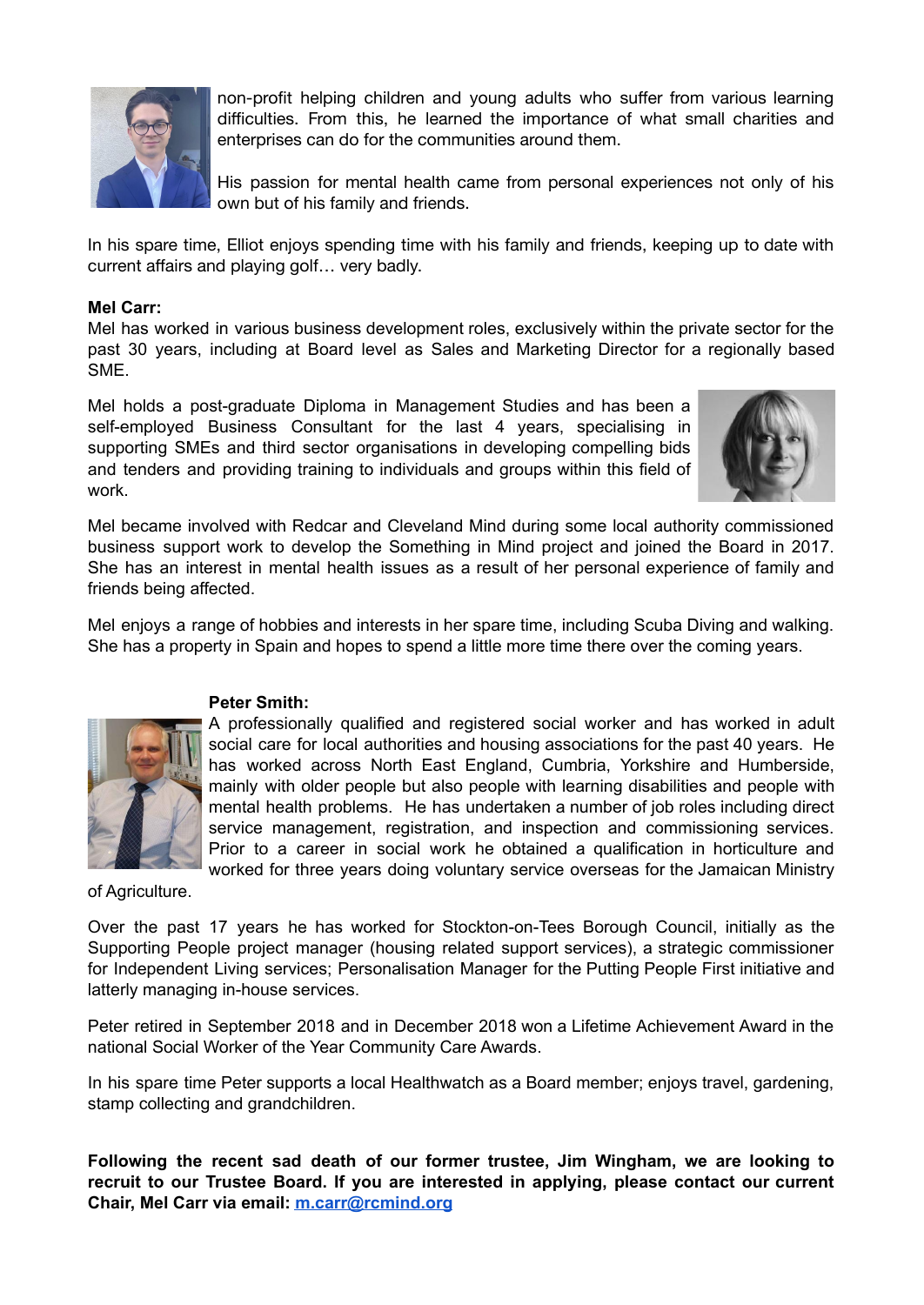non-profit helping children and young adults who suffer from various learning difficulties. From this, he learned the importance of what small charities and enterprises can do for the communities around them.

His passion for mental health came from personal experiences not only of his own but of his family and friends.

In his spare time, Elliot enjoys spending time with his family and friends, keeping up to date with current affairs and playing golf… very badly.

**Mel Carr:**

Mel has worked in various business development roles, exclusively within the private sector for the past 30 years, including at Board level as Sales and Marketing Director for a regionally based SME.

Mel holds a post-graduate Diploma in Management Studies and has been a self-employed Business Consultant for the last 4 years, specialising in supporting SMEs and third sector organisations in developing compelling bids and tenders and providing training to individuals and groups within this field of work.

Mel became involved with Redcar and Cleveland Mind during some local authority commissioned business support work to develop the Something in Mind project and joined the Board in 2017. She has an interest in mental health issues as a result of her personal experience of family and friends being affected.

Mel enjoys a range of hobbies and interests in her spare time, including Scuba Diving and walking. She has a property in Spain and hopes to spend a little more time there over the coming years.

**Peter Smith:**

A professionally qualified and registered social worker and has worked in adult social care for local authorities and housing associations for the past 40 years. He has worked across North East England, Cumbria, Yorkshire and Humberside, mainly with older people but also people with learning disabilities and people with mental health problems. He has undertaken a number of job roles including direct service management, registration, and inspection and commissioning services. Prior to a career in social work he obtained a qualification in horticulture and worked for three years doing voluntary service overseas for the Jamaican Ministry of Agriculture.

Over the past 17 years he has worked for Stockton-on-Tees Borough Council, initially as the Supporting People project manager (housing related support services), a strategic commissioner for Independent Living services; Personalisation Manager for the Putting People First initiative and latterly managing in-house services.

Peter retired in September 2018 and in December 2018 won a Lifetime Achievement Award in the national Social Worker of the Year Community Care Awards.

In his spare time Peter supports a local Healthwatch as a Board member; enjoys travel, gardening, stamp collecting and grandchildren.

**Following the recent sad death of our former trustee, Jim Wingham, we are looking to recruit to our Trustee Board. If you are interested in applying, please contact our current Chair, Mel Carr via email: [m.carr@rcmind.org](mailto:m.carr@rcmind.org)**